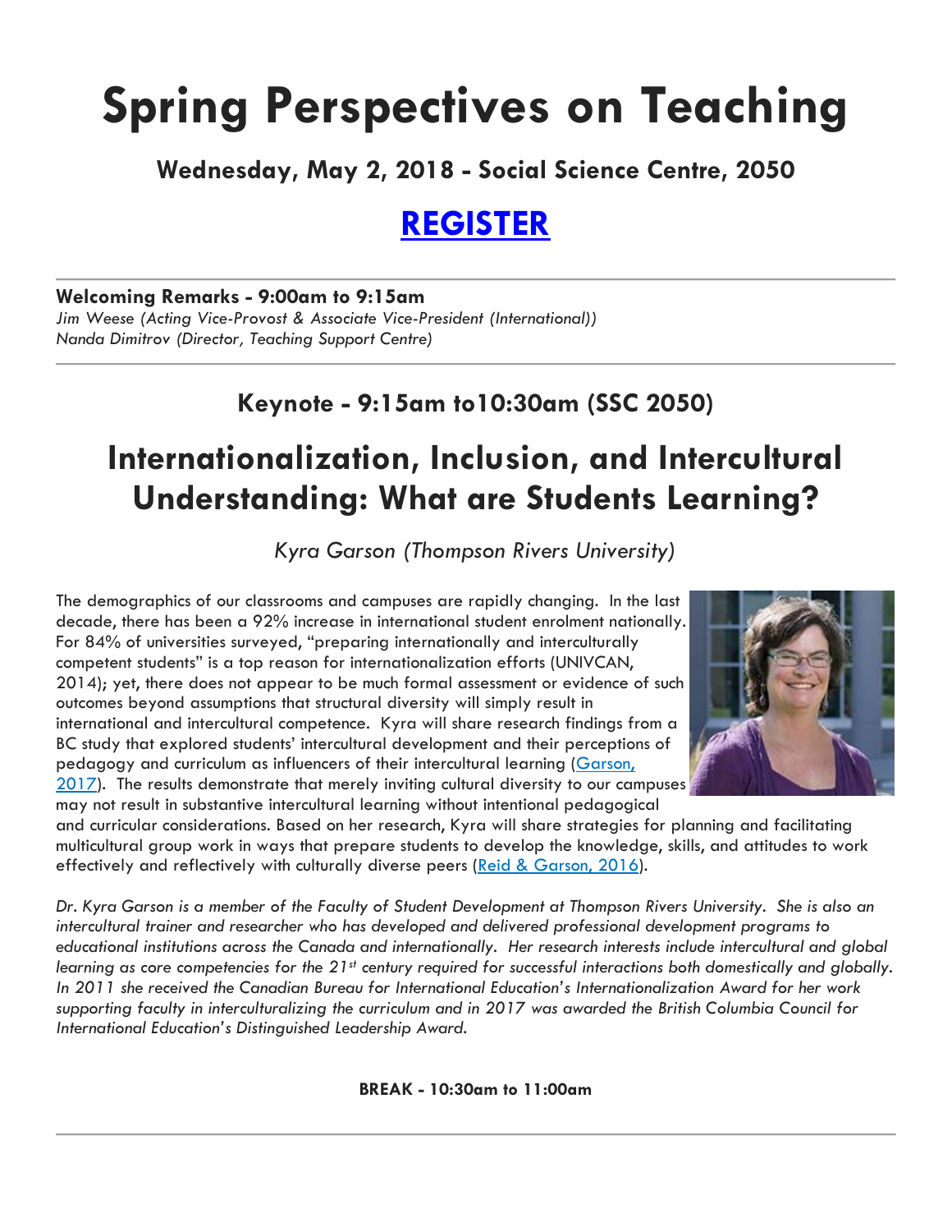# Spring Perspectives on Teaching

### Wednesday, May 2, 2018 - Social Science Centre, 2050

## [REGISTER]

---

**Welcoming Remarks - 9:00am to 9:15am**
*Jim Weese (Acting Vice-Provost & Associate Vice-President (International))*
*Nanda Dimitrov (Director, Teaching Support Centre)*

---

### Keynote - 9:15am to10:30am (SSC 2050)

## Internationalization, Inclusion, and Intercultural Understanding: What are Students Learning?

*Kyra Garson (Thompson Rivers University)*

The demographics of our classrooms and campuses are rapidly changing. In the last decade, there has been a 92% increase in international student enrolment nationally. For 84% of universities surveyed, "preparing internationally and interculturally competent students" is a top reason for internationalization efforts (UNIVCAN, 2014); yet, there does not appear to be much formal assessment or evidence of such outcomes beyond assumptions that structural diversity will simply result in international and intercultural competence. Kyra will share research findings from a BC study that explored students' intercultural development and their perceptions of pedagogy and curriculum as influencers of their intercultural learning ([Garson, 2017]). The results demonstrate that merely inviting cultural diversity to our campuses may not result in substantive intercultural learning without intentional pedagogical and curricular considerations. Based on her research, Kyra will share strategies for planning and facilitating multicultural group work in ways that prepare students to develop the knowledge, skills, and attitudes to work effectively and reflectively with culturally diverse peers ([Reid & Garson, 2016]).

*Dr. Kyra Garson is a member of the Faculty of Student Development at Thompson Rivers University. She is also an intercultural trainer and researcher who has developed and delivered professional development programs to educational institutions across the Canada and internationally. Her research interests include intercultural and global learning as core competencies for the 21st century required for successful interactions both domestically and globally. In 2011 she received the Canadian Bureau for International Education's Internationalization Award for her work supporting faculty in interculturalizing the curriculum and in 2017 was awarded the British Columbia Council for International Education's Distinguished Leadership Award.*

**BREAK - 10:30am to 11:00am**

---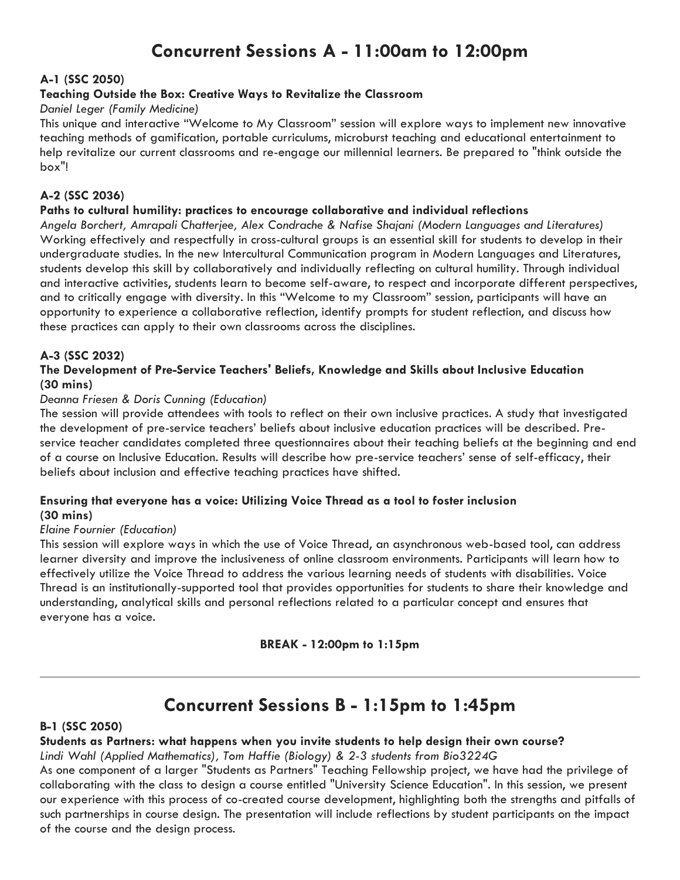# Concurrent Sessions A - 11:00am to 12:00pm

**A-1 (SSC 2050)**

**Teaching Outside the Box: Creative Ways to Revitalize the Classroom**

*Daniel Leger (Family Medicine)*

This unique and interactive "Welcome to My Classroom" session will explore ways to implement new innovative teaching methods of gamification, portable curriculums, microburst teaching and educational entertainment to help revitalize our current classrooms and re-engage our millennial learners. Be prepared to "think outside the box"!

**A-2 (SSC 2036)**

**Paths to cultural humility: practices to encourage collaborative and individual reflections**

*Angela Borchert, Amrapali Chatterjee, Alex Condrache & Nafise Shajani (Modern Languages and Literatures)*

Working effectively and respectfully in cross-cultural groups is an essential skill for students to develop in their undergraduate studies. In the new Intercultural Communication program in Modern Languages and Literatures, students develop this skill by collaboratively and individually reflecting on cultural humility. Through individual and interactive activities, students learn to become self-aware, to respect and incorporate different perspectives, and to critically engage with diversity. In this "Welcome to my Classroom" session, participants will have an opportunity to experience a collaborative reflection, identify prompts for student reflection, and discuss how these practices can apply to their own classrooms across the disciplines.

**A-3 (SSC 2032)**

**The Development of Pre-Service Teachers' Beliefs, Knowledge and Skills about Inclusive Education (30 mins)**

*Deanna Friesen & Doris Cunning (Education)*

The session will provide attendees with tools to reflect on their own inclusive practices. A study that investigated the development of pre-service teachers' beliefs about inclusive education practices will be described. Pre-service teacher candidates completed three questionnaires about their teaching beliefs at the beginning and end of a course on Inclusive Education. Results will describe how pre-service teachers' sense of self-efficacy, their beliefs about inclusion and effective teaching practices have shifted.

**Ensuring that everyone has a voice: Utilizing Voice Thread as a tool to foster inclusion (30 mins)**

*Elaine Fournier (Education)*

This session will explore ways in which the use of Voice Thread, an asynchronous web-based tool, can address learner diversity and improve the inclusiveness of online classroom environments. Participants will learn how to effectively utilize the Voice Thread to address the various learning needs of students with disabilities. Voice Thread is an institutionally-supported tool that provides opportunities for students to share their knowledge and understanding, analytical skills and personal reflections related to a particular concept and ensures that everyone has a voice.

**BREAK - 12:00pm to 1:15pm**

---

# Concurrent Sessions B - 1:15pm to 1:45pm

**B-1 (SSC 2050)**

**Students as Partners: what happens when you invite students to help design their own course?**

*Lindi Wahl (Applied Mathematics), Tom Haffie (Biology) & 2-3 students from Bio3224G*

As one component of a larger "Students as Partners" Teaching Fellowship project, we have had the privilege of collaborating with the class to design a course entitled "University Science Education". In this session, we present our experience with this process of co-created course development, highlighting both the strengths and pitfalls of such partnerships in course design. The presentation will include reflections by student participants on the impact of the course and the design process.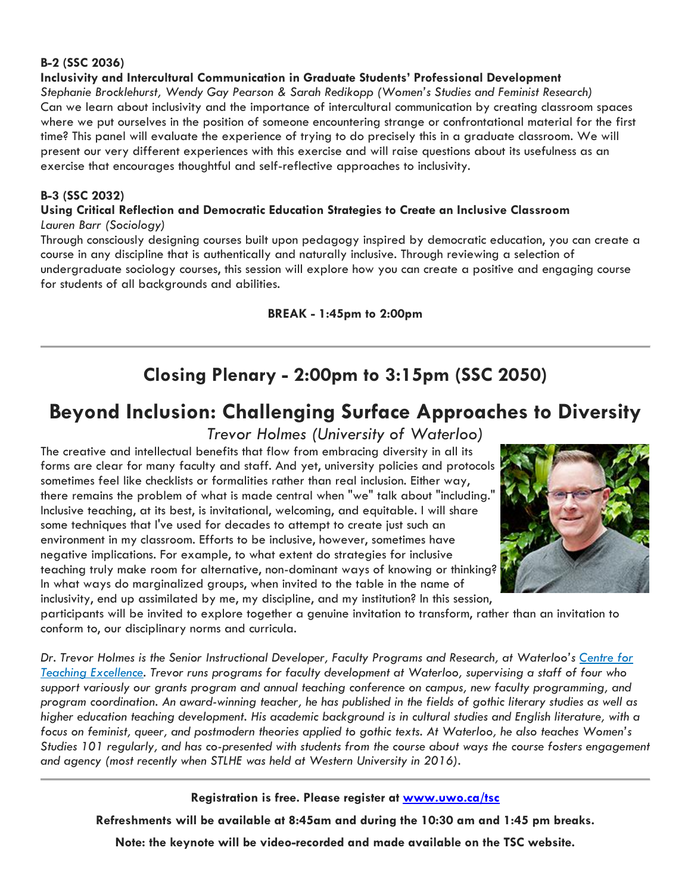**B-2 (SSC 2036)**

**Inclusivity and Intercultural Communication in Graduate Students' Professional Development**

*Stephanie Brocklehurst, Wendy Gay Pearson & Sarah Redikopp (Women's Studies and Feminist Research)*

Can we learn about inclusivity and the importance of intercultural communication by creating classroom spaces where we put ourselves in the position of someone encountering strange or confrontational material for the first time? This panel will evaluate the experience of trying to do precisely this in a graduate classroom. We will present our very different experiences with this exercise and will raise questions about its usefulness as an exercise that encourages thoughtful and self-reflective approaches to inclusivity.

**B-3 (SSC 2032)**

**Using Critical Reflection and Democratic Education Strategies to Create an Inclusive Classroom**

*Lauren Barr (Sociology)*

Through consciously designing courses built upon pedagogy inspired by democratic education, you can create a course in any discipline that is authentically and naturally inclusive. Through reviewing a selection of undergraduate sociology courses, this session will explore how you can create a positive and engaging course for students of all backgrounds and abilities.

**BREAK - 1:45pm to 2:00pm**

---

## Closing Plenary - 2:00pm to 3:15pm (SSC 2050)

# Beyond Inclusion: Challenging Surface Approaches to Diversity

*Trevor Holmes (University of Waterloo)*

The creative and intellectual benefits that flow from embracing diversity in all its forms are clear for many faculty and staff. And yet, university policies and protocols sometimes feel like checklists or formalities rather than real inclusion. Either way, there remains the problem of what is made central when "we" talk about "including." Inclusive teaching, at its best, is invitational, welcoming, and equitable. I will share some techniques that I've used for decades to attempt to create just such an environment in my classroom. Efforts to be inclusive, however, sometimes have negative implications. For example, to what extent do strategies for inclusive teaching truly make room for alternative, non-dominant ways of knowing or thinking? In what ways do marginalized groups, when invited to the table in the name of inclusivity, end up assimilated by me, my discipline, and my institution? In this session, participants will be invited to explore together a genuine invitation to transform, rather than an invitation to conform to, our disciplinary norms and curricula.

*Dr. Trevor Holmes is the Senior Instructional Developer, Faculty Programs and Research, at Waterloo's [Centre for Teaching Excellence](). Trevor runs programs for faculty development at Waterloo, supervising a staff of four who support variously our grants program and annual teaching conference on campus, new faculty programming, and program coordination. An award-winning teacher, he has published in the fields of gothic literary studies as well as higher education teaching development. His academic background is in cultural studies and English literature, with a focus on feminist, queer, and postmodern theories applied to gothic texts. At Waterloo, he also teaches Women's Studies 101 regularly, and has co-presented with students from the course about ways the course fosters engagement and agency (most recently when STLHE was held at Western University in 2016).*

---

**Registration is free. Please register at [www.uwo.ca/tsc]()**

**Refreshments will be available at 8:45am and during the 10:30 am and 1:45 pm breaks.**

**Note: the keynote will be video-recorded and made available on the TSC website.**